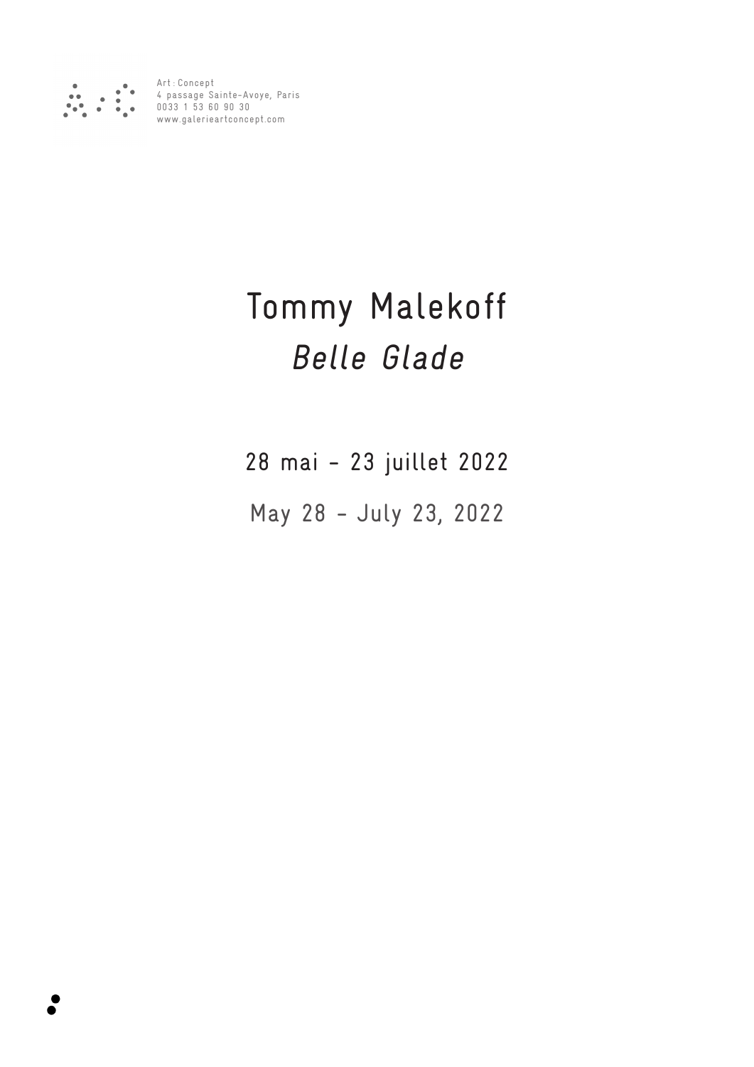Art : Concept
4 passage Sainte-Avoye, Paris
0033 1 53 60 90 30
www.galerieartconcept.com

# Tommy Malekoff
# *Belle Glade*

28 mai – 23 juillet 2022

May 28 – July 23, 2022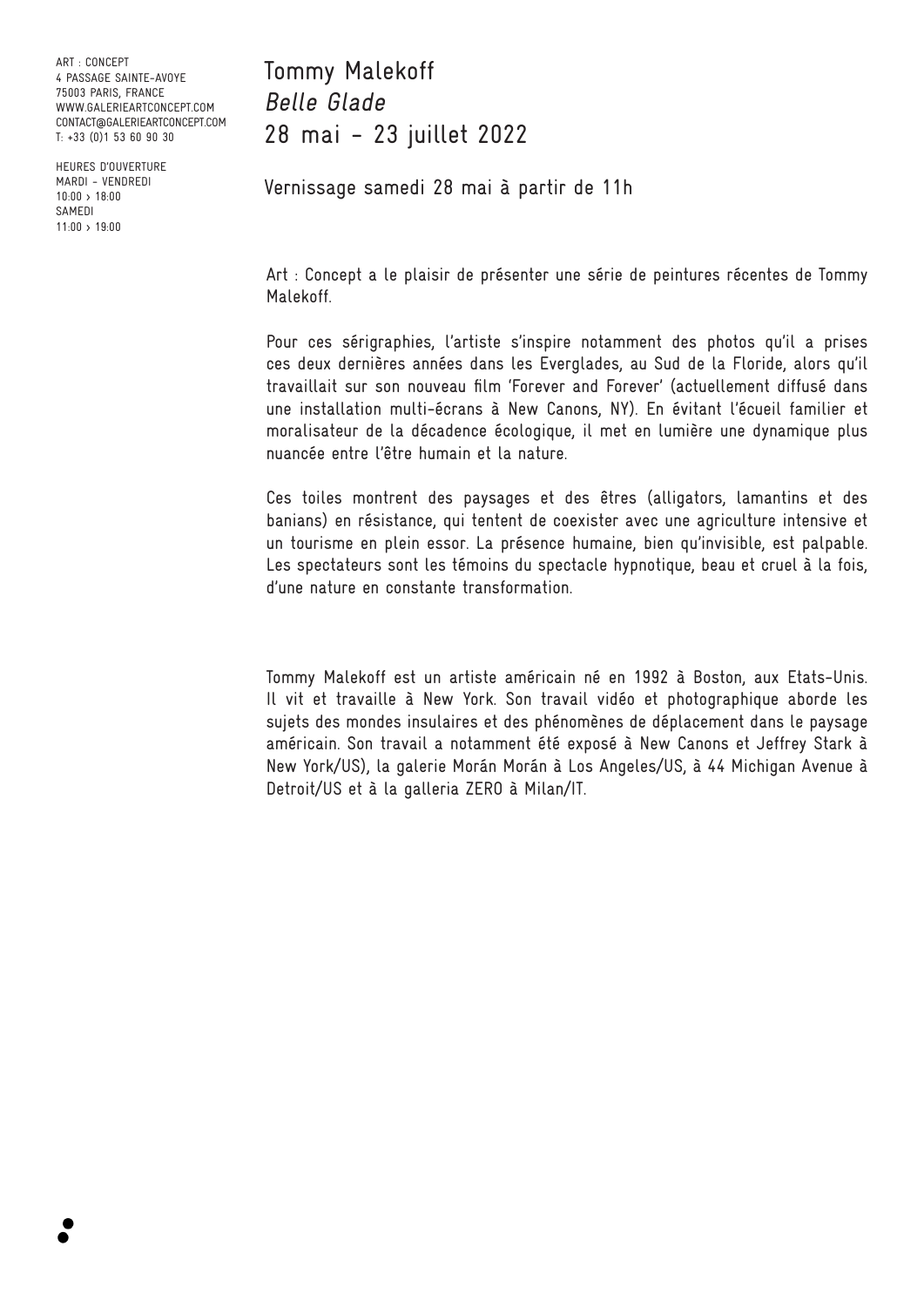ART : CONCEPT
4 PASSAGE SAINTE-AVOYE
75003 PARIS, FRANCE
WWW.GALERIEARTCONCEPT.COM
CONTACT@GALERIEARTCONCEPT.COM
T: +33 (0)1 53 60 90 30

HEURES D'OUVERTURE
MARDI – VENDREDI
10:00 › 18:00
SAMEDI
11:00 › 19:00

# Tommy Malekoff
# *Belle Glade*
# 28 mai – 23 juillet 2022

## Vernissage samedi 28 mai à partir de 11h

Art : Concept a le plaisir de présenter une série de peintures récentes de Tommy Malekoff.

Pour ces sérigraphies, l'artiste s'inspire notamment des photos qu'il a prises ces deux dernières années dans les Everglades, au Sud de la Floride, alors qu'il travaillait sur son nouveau film 'Forever and Forever' (actuellement diffusé dans une installation multi-écrans à New Canons, NY). En évitant l'écueil familier et moralisateur de la décadence écologique, il met en lumière une dynamique plus nuancée entre l'être humain et la nature.

Ces toiles montrent des paysages et des êtres (alligators, lamantins et des banians) en résistance, qui tentent de coexister avec une agriculture intensive et un tourisme en plein essor. La présence humaine, bien qu'invisible, est palpable. Les spectateurs sont les témoins du spectacle hypnotique, beau et cruel à la fois, d'une nature en constante transformation.

Tommy Malekoff est un artiste américain né en 1992 à Boston, aux Etats-Unis. Il vit et travaille à New York. Son travail vidéo et photographique aborde les sujets des mondes insulaires et des phénomènes de déplacement dans le paysage américain. Son travail a notamment été exposé à New Canons et Jeffrey Stark à New York/US), la galerie Morán Morán à Los Angeles/US, à 44 Michigan Avenue à Detroit/US et à la galleria ZERO à Milan/IT.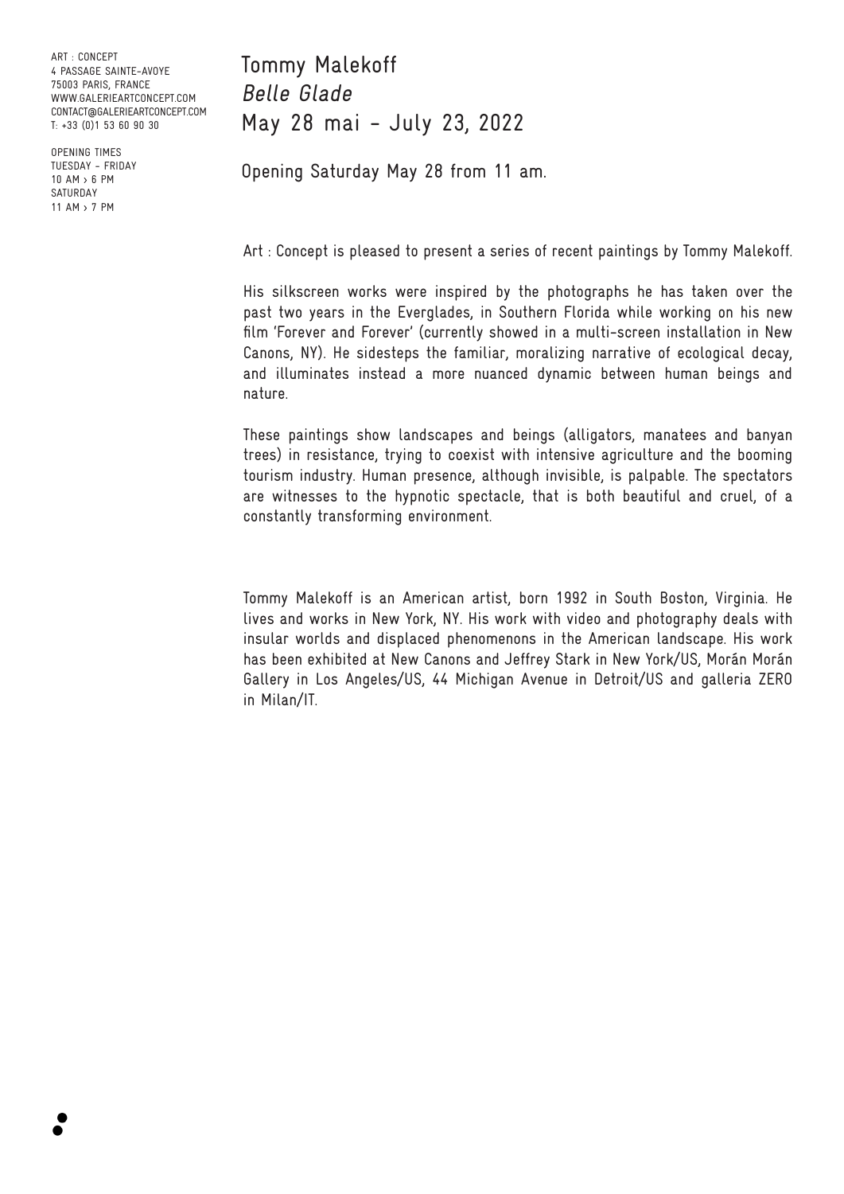ART : CONCEPT
4 PASSAGE SAINTE-AVOYE
75003 PARIS, FRANCE
WWW.GALERIEARTCONCEPT.COM
CONTACT@GALERIEARTCONCEPT.COM
T: +33 (0)1 53 60 90 30

OPENING TIMES
TUESDAY - FRIDAY
10 AM › 6 PM
SATURDAY
11 AM › 7 PM

# Tommy Malekoff
# *Belle Glade*
# May 28 mai – July 23, 2022

Opening Saturday May 28 from 11 am.

Art : Concept is pleased to present a series of recent paintings by Tommy Malekoff.

His silkscreen works were inspired by the photographs he has taken over the past two years in the Everglades, in Southern Florida while working on his new film 'Forever and Forever' (currently showed in a multi-screen installation in New Canons, NY). He sidesteps the familiar, moralizing narrative of ecological decay, and illuminates instead a more nuanced dynamic between human beings and nature.

These paintings show landscapes and beings (alligators, manatees and banyan trees) in resistance, trying to coexist with intensive agriculture and the booming tourism industry. Human presence, although invisible, is palpable. The spectators are witnesses to the hypnotic spectacle, that is both beautiful and cruel, of a constantly transforming environment.

Tommy Malekoff is an American artist, born 1992 in South Boston, Virginia. He lives and works in New York, NY. His work with video and photography deals with insular worlds and displaced phenomenons in the American landscape. His work has been exhibited at New Canons and Jeffrey Stark in New York/US, Morán Morán Gallery in Los Angeles/US, 44 Michigan Avenue in Detroit/US and galleria ZERO in Milan/IT.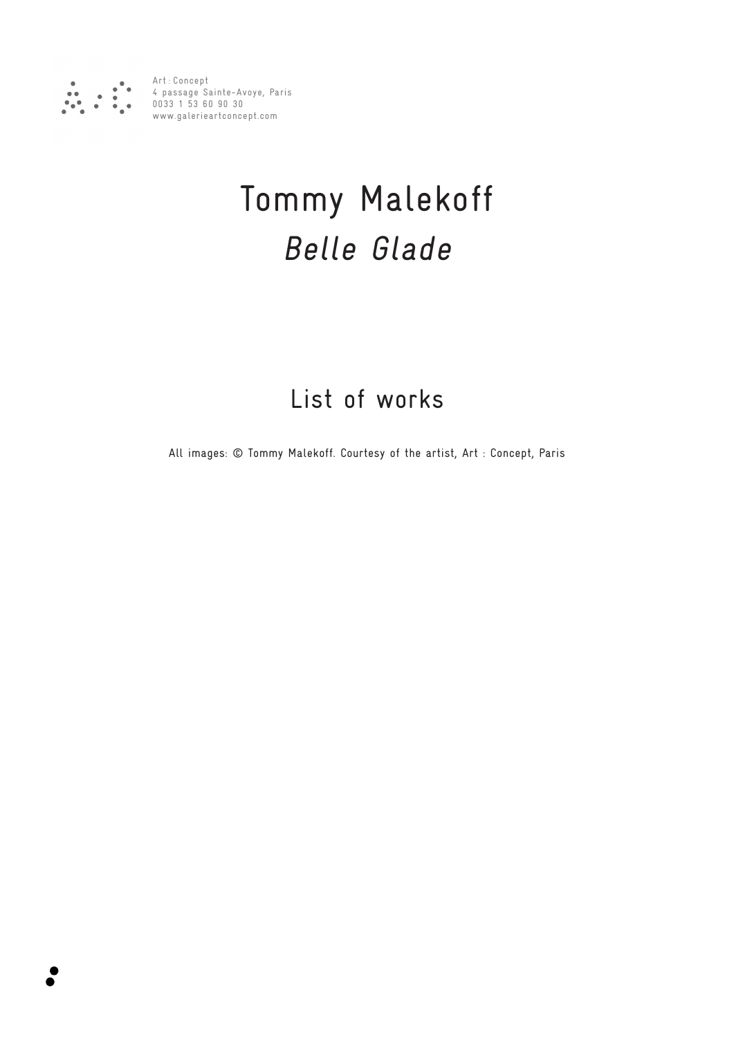Art : Concept
4 passage Sainte-Avoye, Paris
0033 1 53 60 90 30
www.galerieartconcept.com

# Tommy Malekoff

## *Belle Glade*

## List of works

All images: © Tommy Malekoff. Courtesy of the artist, Art : Concept, Paris